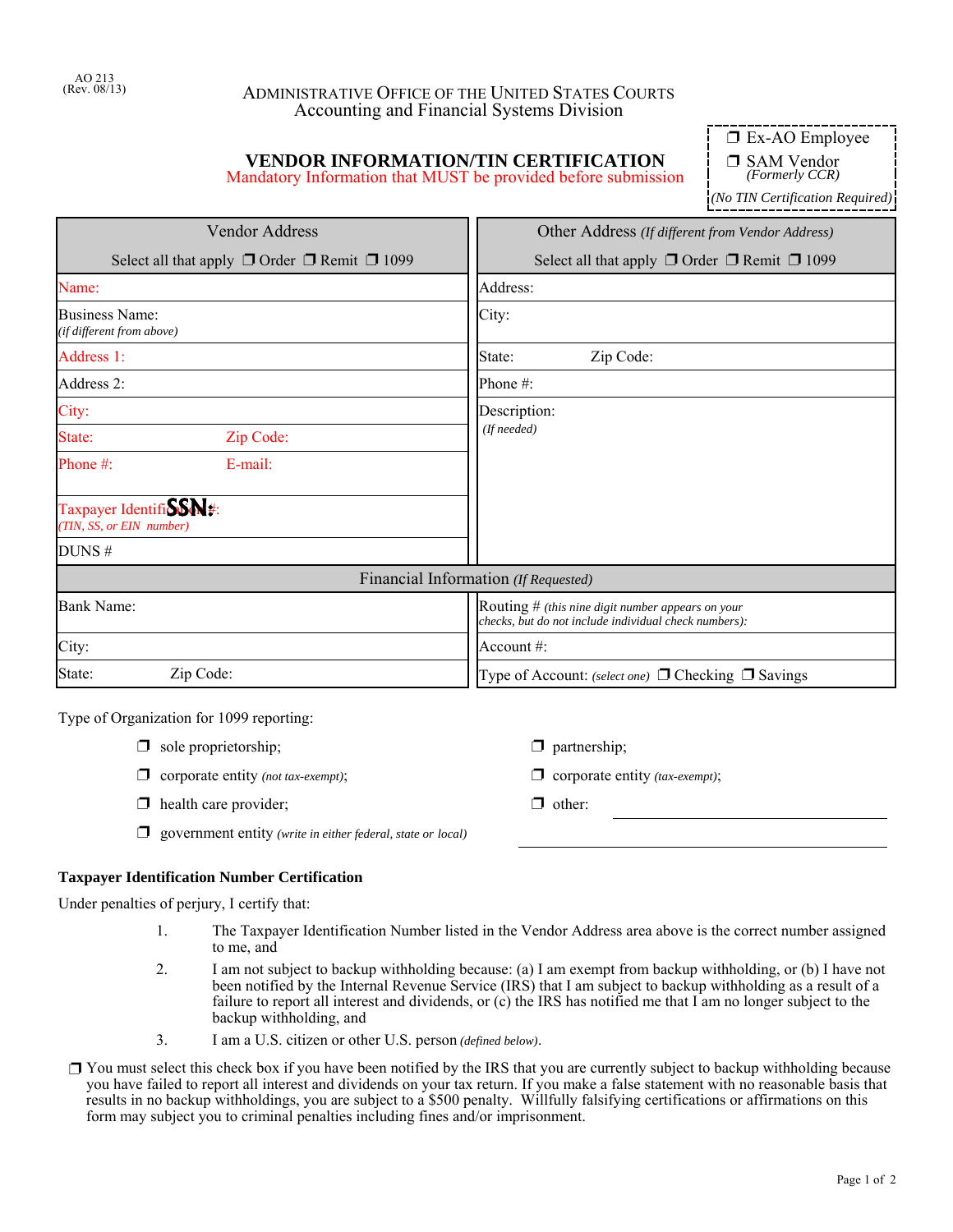AO 213
(Rev. 08/13)

ADMINISTRATIVE OFFICE OF THE UNITED STATES COURTS
Accounting and Financial Systems Division

# VENDOR INFORMATION/TIN CERTIFICATION

Mandatory Information that MUST be provided before submission

❐ Ex-AO Employee
❐ SAM Vendor *(Formerly CCR)*
*(No TIN Certification Required)*

| Vendor Address<br>Select all that apply ❐ Order ❐ Remit ❐ 1099 | Other Address *(If different from Vendor Address)*<br>Select all that apply ❐ Order ❐ Remit ❐ 1099 |
|---|---|
| Name: | Address: |
| Business Name: *(if different from above)* | City: |
| Address 1: | State: Zip Code: |
| Address 2: | Phone #: |
| City: | Description: *(If needed)* |
| State: Zip Code: | |
| Phone #: E-mail: | |
| Taxpayer Identification #: SSN: *(TIN, SS, or EIN number)* | |
| DUNS # | |

| Financial Information *(If Requested)* | |
|---|---|
| Bank Name: | Routing # *(this nine digit number appears on your checks, but do not include individual check numbers):* |
| City: | Account #: |
| State: Zip Code: | Type of Account: *(select one)* ❐ Checking ❐ Savings |

Type of Organization for 1099 reporting:

- ❐ sole proprietorship;
- ❐ corporate entity *(not tax-exempt)*;
- ❐ health care provider;
- ❐ government entity *(write in either federal, state or local)* ____________________
- ❐ partnership;
- ❐ corporate entity *(tax-exempt)*;
- ❐ other: ____________________

**Taxpayer Identification Number Certification**

Under penalties of perjury, I certify that:

1. The Taxpayer Identification Number listed in the Vendor Address area above is the correct number assigned to me, and
2. I am not subject to backup withholding because: (a) I am exempt from backup withholding, or (b) I have not been notified by the Internal Revenue Service (IRS) that I am subject to backup withholding as a result of a failure to report all interest and dividends, or (c) the IRS has notified me that I am no longer subject to the backup withholding, and
3. I am a U.S. citizen or other U.S. person *(defined below)*.

❐ You must select this check box if you have been notified by the IRS that you are currently subject to backup withholding because you have failed to report all interest and dividends on your tax return. If you make a false statement with no reasonable basis that results in no backup withholdings, you are subject to a $500 penalty. Willfully falsifying certifications or affirmations on this form may subject you to criminal penalties including fines and/or imprisonment.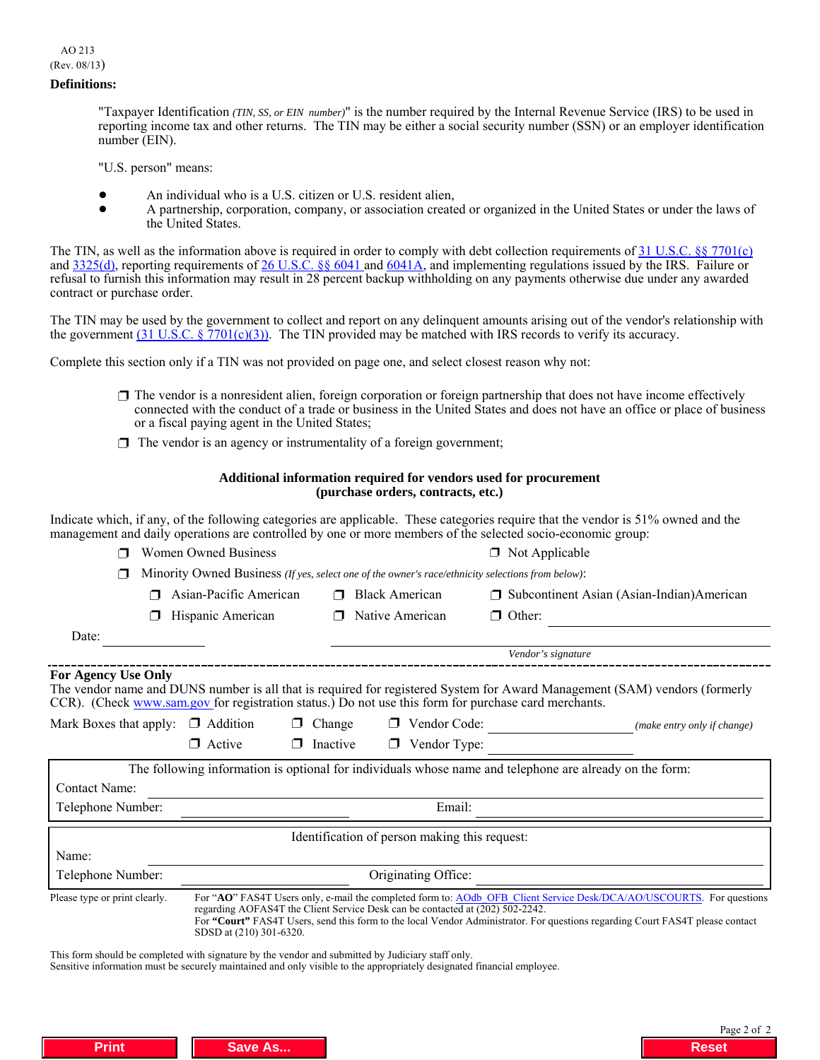AO 213
(Rev. 08/13)

**Definitions:**

"Taxpayer Identification *(TIN, SS, or EIN number)*" is the number required by the Internal Revenue Service (IRS) to be used in reporting income tax and other returns. The TIN may be either a social security number (SSN) or an employer identification number (EIN).

"U.S. person" means:

- An individual who is a U.S. citizen or U.S. resident alien,
- A partnership, corporation, company, or association created or organized in the United States or under the laws of the United States.

The TIN, as well as the information above is required in order to comply with debt collection requirements of 31 U.S.C. §§ 7701(c) and 3325(d), reporting requirements of 26 U.S.C. §§ 6041 and 6041A, and implementing regulations issued by the IRS. Failure or refusal to furnish this information may result in 28 percent backup withholding on any payments otherwise due under any awarded contract or purchase order.

The TIN may be used by the government to collect and report on any delinquent amounts arising out of the vendor's relationship with the government (31 U.S.C. § 7701(c)(3)). The TIN provided may be matched with IRS records to verify its accuracy.

Complete this section only if a TIN was not provided on page one, and select closest reason why not:

- ❒ The vendor is a nonresident alien, foreign corporation or foreign partnership that does not have income effectively connected with the conduct of a trade or business in the United States and does not have an office or place of business or a fiscal paying agent in the United States;
- ❒ The vendor is an agency or instrumentality of a foreign government;

**Additional information required for vendors used for procurement (purchase orders, contracts, etc.)**

Indicate which, if any, of the following categories are applicable. These categories require that the vendor is 51% owned and the management and daily operations are controlled by one or more members of the selected socio-economic group:

❒ Women Owned Business ❒ Not Applicable

❒ Minority Owned Business *(If yes, select one of the owner's race/ethnicity selections from below)*:

❒ Asian-Pacific American ❒ Black American ❒ Subcontinent Asian (Asian-Indian)American

❒ Hispanic American ❒ Native American ❒ Other: ____________

Date: ____________ ______________________________

*Vendor's signature*

**For Agency Use Only**

The vendor name and DUNS number is all that is required for registered System for Award Management (SAM) vendors (formerly CCR). (Check www.sam.gov for registration status.) Do not use this form for purchase card merchants.

Mark Boxes that apply: ❒ Addition ❒ Change ❒ Vendor Code: ____________ *(make entry only if change)*

❒ Active ❒ Inactive ❒ Vendor Type: ____________

The following information is optional for individuals whose name and telephone are already on the form:

Contact Name: ______________________________

Telephone Number: ____________ Email: ____________

Identification of person making this request:

Name: ______________________________

Telephone Number: ____________ Originating Office: ____________

Please type or print clearly.

For "**AO**" FAS4T Users only, e-mail the completed form to: AOdb_OFB_Client Service Desk/DCA/AO/USCOURTS. For questions regarding AOFAS4T the Client Service Desk can be contacted at (202) 502-2242.
For **"Court"** FAS4T Users, send this form to the local Vendor Administrator. For questions regarding Court FAS4T please contact SDSD at (210) 301-6320.

This form should be completed with signature by the vendor and submitted by Judiciary staff only.
Sensitive information must be securely maintained and only visible to the appropriately designated financial employee.

Print | Save As... | Reset